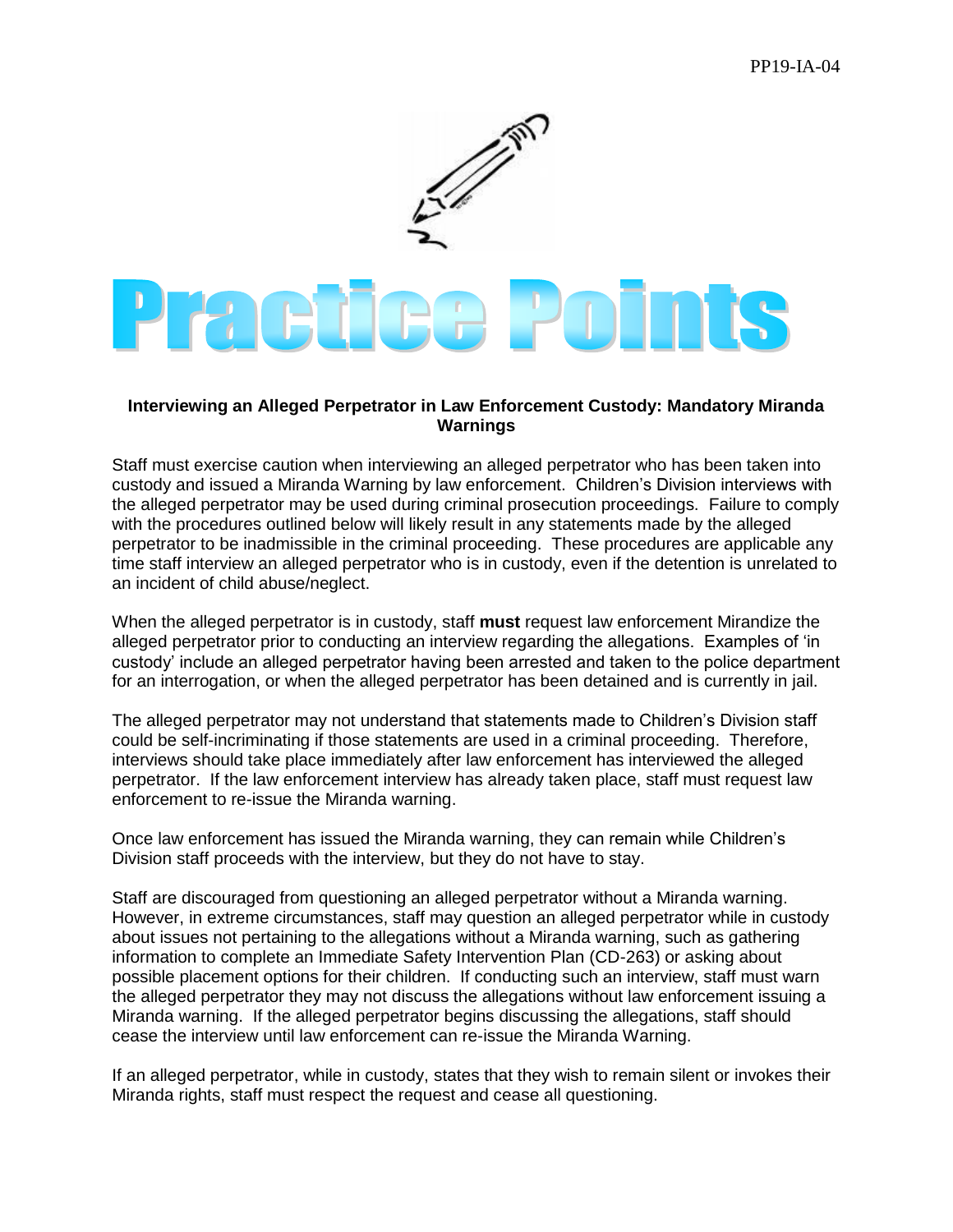PP19-IA-04

# Practice Points

**Interviewing an Alleged Perpetrator in Law Enforcement Custody: Mandatory Miranda Warnings**

Staff must exercise caution when interviewing an alleged perpetrator who has been taken into custody and issued a Miranda Warning by law enforcement. Children's Division interviews with the alleged perpetrator may be used during criminal prosecution proceedings. Failure to comply with the procedures outlined below will likely result in any statements made by the alleged perpetrator to be inadmissible in the criminal proceeding. These procedures are applicable any time staff interview an alleged perpetrator who is in custody, even if the detention is unrelated to an incident of child abuse/neglect.

When the alleged perpetrator is in custody, staff **must** request law enforcement Mirandize the alleged perpetrator prior to conducting an interview regarding the allegations. Examples of 'in custody' include an alleged perpetrator having been arrested and taken to the police department for an interrogation, or when the alleged perpetrator has been detained and is currently in jail.

The alleged perpetrator may not understand that statements made to Children's Division staff could be self-incriminating if those statements are used in a criminal proceeding. Therefore, interviews should take place immediately after law enforcement has interviewed the alleged perpetrator. If the law enforcement interview has already taken place, staff must request law enforcement to re-issue the Miranda warning.

Once law enforcement has issued the Miranda warning, they can remain while Children's Division staff proceeds with the interview, but they do not have to stay.

Staff are discouraged from questioning an alleged perpetrator without a Miranda warning. However, in extreme circumstances, staff may question an alleged perpetrator while in custody about issues not pertaining to the allegations without a Miranda warning, such as gathering information to complete an Immediate Safety Intervention Plan (CD-263) or asking about possible placement options for their children. If conducting such an interview, staff must warn the alleged perpetrator they may not discuss the allegations without law enforcement issuing a Miranda warning. If the alleged perpetrator begins discussing the allegations, staff should cease the interview until law enforcement can re-issue the Miranda Warning.

If an alleged perpetrator, while in custody, states that they wish to remain silent or invokes their Miranda rights, staff must respect the request and cease all questioning.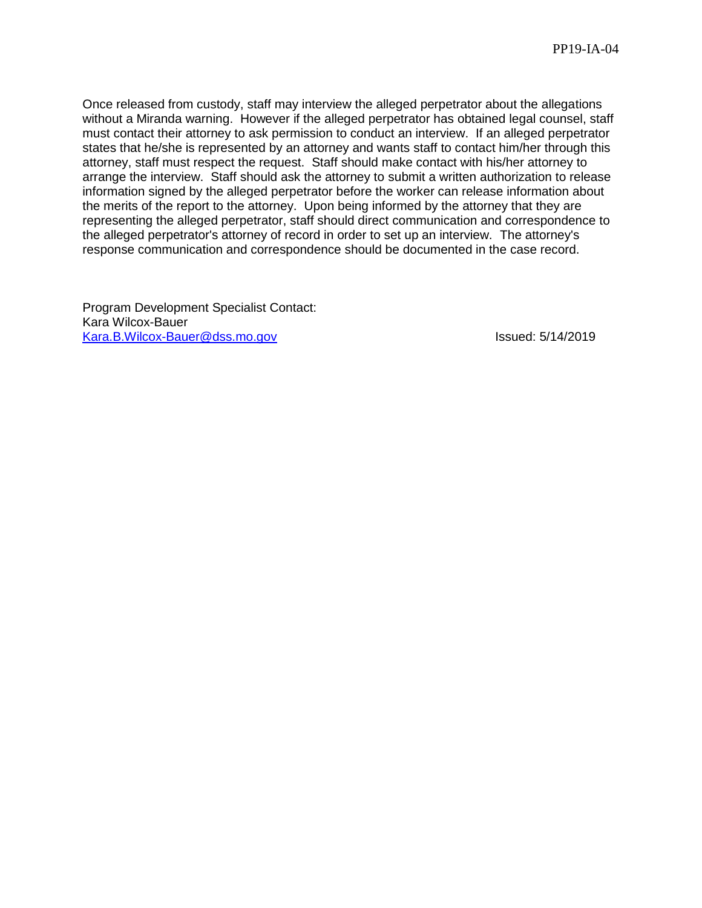Once released from custody, staff may interview the alleged perpetrator about the allegations without a Miranda warning. However if the alleged perpetrator has obtained legal counsel, staff must contact their attorney to ask permission to conduct an interview. If an alleged perpetrator states that he/she is represented by an attorney and wants staff to contact him/her through this attorney, staff must respect the request. Staff should make contact with his/her attorney to arrange the interview. Staff should ask the attorney to submit a written authorization to release information signed by the alleged perpetrator before the worker can release information about the merits of the report to the attorney. Upon being informed by the attorney that they are representing the alleged perpetrator, staff should direct communication and correspondence to the alleged perpetrator's attorney of record in order to set up an interview. The attorney's response communication and correspondence should be documented in the case record.

Program Development Specialist Contact:
Kara Wilcox-Bauer
[Kara.B.Wilcox-Bauer@dss.mo.gov](mailto:Kara.B.Wilcox-Bauer@dss.mo.gov)

Issued: 5/14/2019